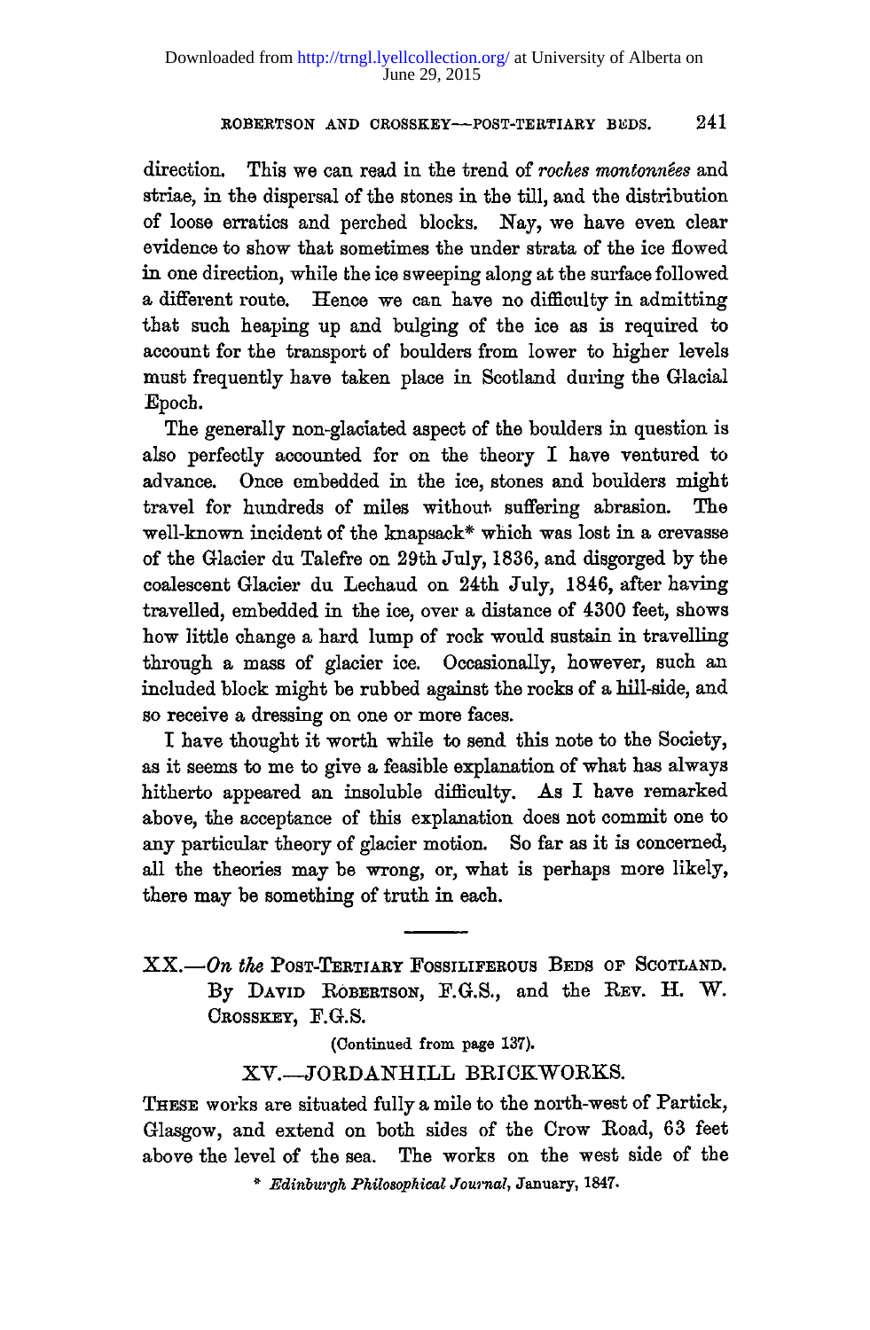direction. This we can read in the trend of *roches montonnées* and striae, in the dispersal of the stones in the till, and the distribution of loose erratics and perched blocks. Nay, we have even clear evidence to show that sometimes the under strata of the ice flowed in one direction, while the ice sweeping along at the surface followed a different route. Hence we can have no difficulty in admitting that such heaping up and bulging of the ice as is required to account for the transport of boulders from lower to higher levels must frequently have taken place in Scotland during the Glacial Epoch.

The generally non-glaciated aspect of the boulders in question is also perfectly accounted for on the theory I have ventured to advance. Once embedded in the ice, stones and boulders might travel for hundreds of miles without suffering abrasion. The well-known incident of the knapsack* which was lost in a crevasse of the Glacier du Talefre on 29th July, 1836, and disgorged by the coalescent Glacier du Lechaud on 24th July, 1846, after having travelled, embedded in the ice, over a distance of 4300 feet, shows how little change a hard lump of rock would sustain in travelling through a mass of glacier ice. Occasionally, however, such an included block might be rubbed against the rocks of a hill-side, and so receive a dressing on one or more faces.

I have thought it worth while to send this note to the Society, as it seems to me to give a feasible explanation of what has always hitherto appeared an insoluble difficulty. As I have remarked above, the acceptance of this explanation does not commit one to any particular theory of glacier motion. So far as it is concerned, all the theories may be wrong, or, what is perhaps more likely, there may be something of truth in each.

---

## XX.—*On the* Post-Tertiary Fossiliferous Beds of Scotland. By David Robertson, F.G.S., and the Rev. H. W. Crosskey, F.G.S.

(Continued from page 137).

### XV.—JORDANHILL BRICKWORKS.

These works are situated fully a mile to the north-west of Partick, Glasgow, and extend on both sides of the Crow Road, 63 feet above the level of the sea. The works on the west side of the

\* *Edinburgh Philosophical Journal*, January, 1847.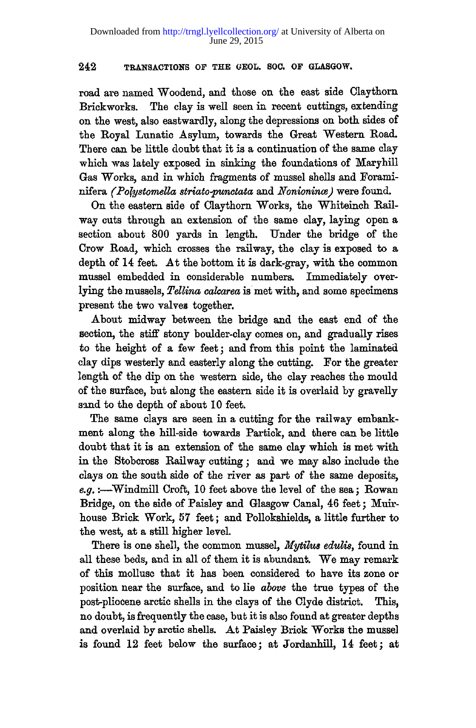road are named Woodend, and those on the east side Claythorn Brickworks. The clay is well seen in recent cuttings, extending on the west, also eastwardly, along the depressions on both sides of the Royal Lunatic Asylum, towards the Great Western Road. There can be little doubt that it is a continuation of the same clay which was lately exposed in sinking the foundations of Maryhill Gas Works, and in which fragments of mussel shells and Foraminifera *(Polystomella striato-punctata* and *Nonioninæ)* were found.

On the eastern side of Claythorn Works, the Whiteinch Railway cuts through an extension of the same clay, laying open a section about 800 yards in length. Under the bridge of the Crow Road, which crosses the railway, the clay is exposed to a depth of 14 feet. At the bottom it is dark-gray, with the common mussel embedded in considerable numbers. Immediately overlying the mussels, *Tellina calcarea* is met with, and some specimens present the two valves together.

About midway between the bridge and the east end of the section, the stiff stony boulder-clay comes on, and gradually rises to the height of a few feet; and from this point the laminated clay dips westerly and easterly along the cutting. For the greater length of the dip on the western side, the clay reaches the mould of the surface, but along the eastern side it is overlaid by gravelly sand to the depth of about 10 feet.

The same clays are seen in a cutting for the railway embankment along the hill-side towards Partick, and there can be little doubt that it is an extension of the same clay which is met with in the Stobcross Railway cutting; and we may also include the clays on the south side of the river as part of the same deposits, *e.g.* :—Windmill Croft, 10 feet above the level of the sea; Rowan Bridge, on the side of Paisley and Glasgow Canal, 46 feet; Muirhouse Brick Work, 57 feet; and Pollokshields, a little further to the west, at a still higher level.

There is one shell, the common mussel, *Mytilus edulis*, found in all these beds, and in all of them it is abundant. We may remark of this mollusc that it has been considered to have its zone or position near the surface, and to lie *above* the true types of the post-pliocene arctic shells in the clays of the Clyde district. This, no doubt, is frequently the case, but it is also found at greater depths and overlaid by arctic shells. At Paisley Brick Works the mussel is found 12 feet below the surface; at Jordanhill, 14 feet; at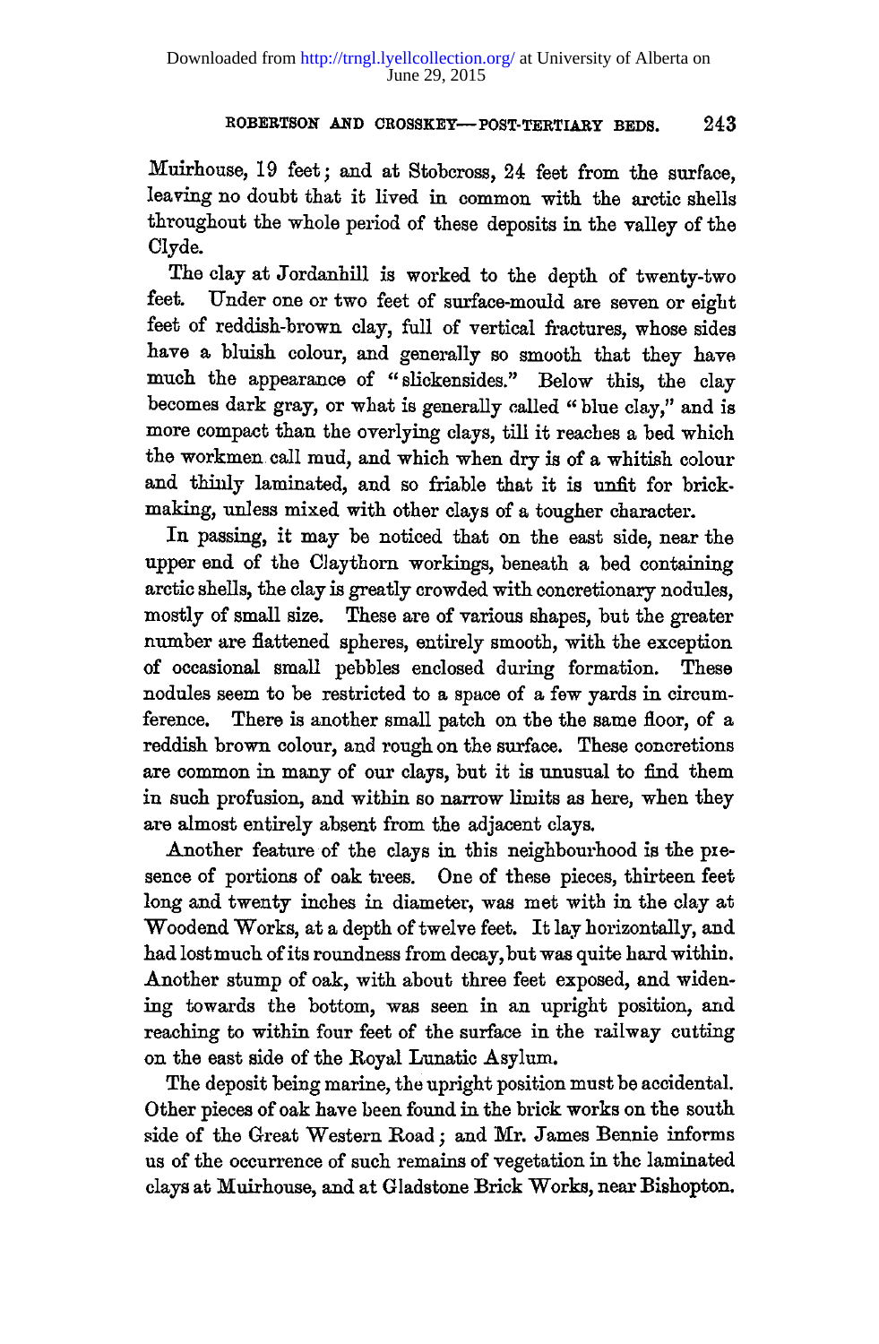Muirhouse, 19 feet; and at Stobcross, 24 feet from the surface, leaving no doubt that it lived in common with the arctic shells throughout the whole period of these deposits in the valley of the Clyde.

The clay at Jordanhill is worked to the depth of twenty-two feet. Under one or two feet of surface-mould are seven or eight feet of reddish-brown clay, full of vertical fractures, whose sides have a bluish colour, and generally so smooth that they have much the appearance of "slickensides." Below this, the clay becomes dark gray, or what is generally called "blue clay," and is more compact than the overlying clays, till it reaches a bed which the workmen call mud, and which when dry is of a whitish colour and thinly laminated, and so friable that it is unfit for brick-making, unless mixed with other clays of a tougher character.

In passing, it may be noticed that on the east side, near the upper end of the Claythorn workings, beneath a bed containing arctic shells, the clay is greatly crowded with concretionary nodules, mostly of small size. These are of various shapes, but the greater number are flattened spheres, entirely smooth, with the exception of occasional small pebbles enclosed during formation. These nodules seem to be restricted to a space of a few yards in circumference. There is another small patch on the the same floor, of a reddish brown colour, and rough on the surface. These concretions are common in many of our clays, but it is unusual to find them in such profusion, and within so narrow limits as here, when they are almost entirely absent from the adjacent clays.

Another feature of the clays in this neighbourhood is the presence of portions of oak trees. One of these pieces, thirteen feet long and twenty inches in diameter, was met with in the clay at Woodend Works, at a depth of twelve feet. It lay horizontally, and had lost much of its roundness from decay, but was quite hard within. Another stump of oak, with about three feet exposed, and widening towards the bottom, was seen in an upright position, and reaching to within four feet of the surface in the railway cutting on the east side of the Royal Lunatic Asylum.

The deposit being marine, the upright position must be accidental. Other pieces of oak have been found in the brick works on the south side of the Great Western Road; and Mr. James Bennie informs us of the occurrence of such remains of vegetation in the laminated clays at Muirhouse, and at Gladstone Brick Works, near Bishopton.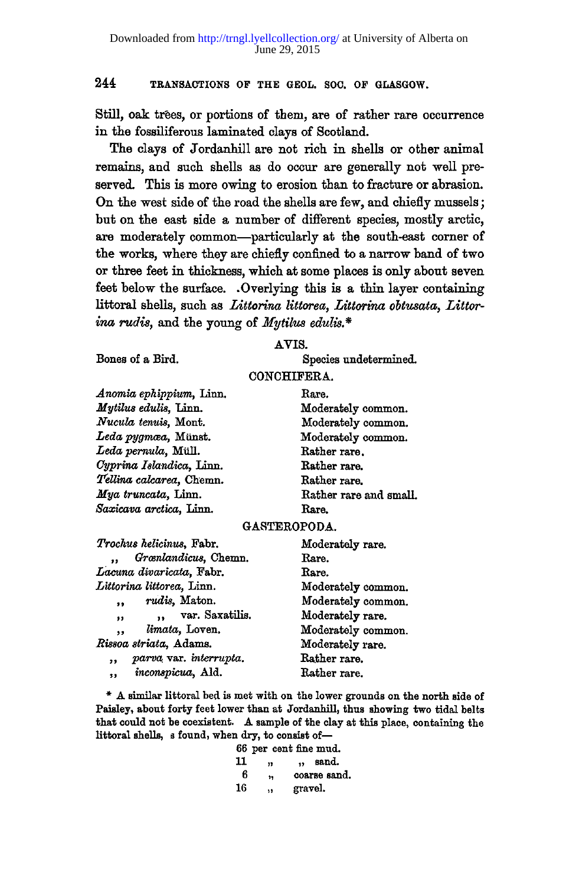Still, oak trees, or portions of them, are of rather rare occurrence in the fossiliferous laminated clays of Scotland.

The clays of Jordanhill are not rich in shells or other animal remains, and such shells as do occur are generally not well preserved. This is more owing to erosion than to fracture or abrasion. On the west side of the road the shells are few, and chiefly mussels; but on the east side a number of different species, mostly arctic, are moderately common—particularly at the south-east corner of the works, where they are chiefly confined to a narrow band of two or three feet in thickness, which at some places is only about seven feet below the surface. .Overlying this is a thin layer containing littoral shells, such as *Littorina littorea*, *Littorina obtusata*, *Littorina rudis*, and the young of *Mytilus edulis*.*

AVIS.

| | |
|---|---|
| Bones of a Bird. | Species undetermined. |

CONCHIFERA.

| | |
|---|---|
| *Anomia ephippium*, Linn. | Rare. |
| *Mytilus edulis*, Linn. | Moderately common. |
| *Nucula tenuis*, Mont. | Moderately common. |
| *Leda pygmæa*, Münst. | Moderately common. |
| *Leda pernula*, Müll. | Rather rare. |
| *Cyprina Islandica*, Linn. | Rather rare. |
| *Tellina calcarea*, Chemn. | Rather rare. |
| *Mya truncata*, Linn. | Rather rare and small. |
| *Saxicava arctica*, Linn. | Rare. |

GASTEROPODA.

| | |
|---|---|
| *Trochus helicinus*, Fabr. | Moderately rare. |
| ,, *Grœnlandicus*, Chemn. | Rare. |
| *Lacuna divaricata*, Fabr. | Rare. |
| *Littorina littorea*, Linn. | Moderately common. |
| ,, *rudis*, Maton. | Moderately common. |
| ,, ,, var. Saxatilis. | Moderately rare. |
| ,, *limata*, Loven. | Moderately common. |
| *Rissoa striata*, Adams. | Moderately rare. |
| ,, *parva* var. *interrupta*. | Rather rare. |
| ,, *inconspicua*, Ald. | Rather rare. |

* A similar littoral bed is met with on the lower grounds on the north side of Paisley, about forty feet lower than at Jordanhill, thus showing two tidal belts that could not be coexistent. A sample of the clay at this place, containing the littoral shells, s found, when dry, to consist of—

66 per cent fine mud.
11 ,, ,, sand.
6 ,, coarse sand.
16 ,, gravel.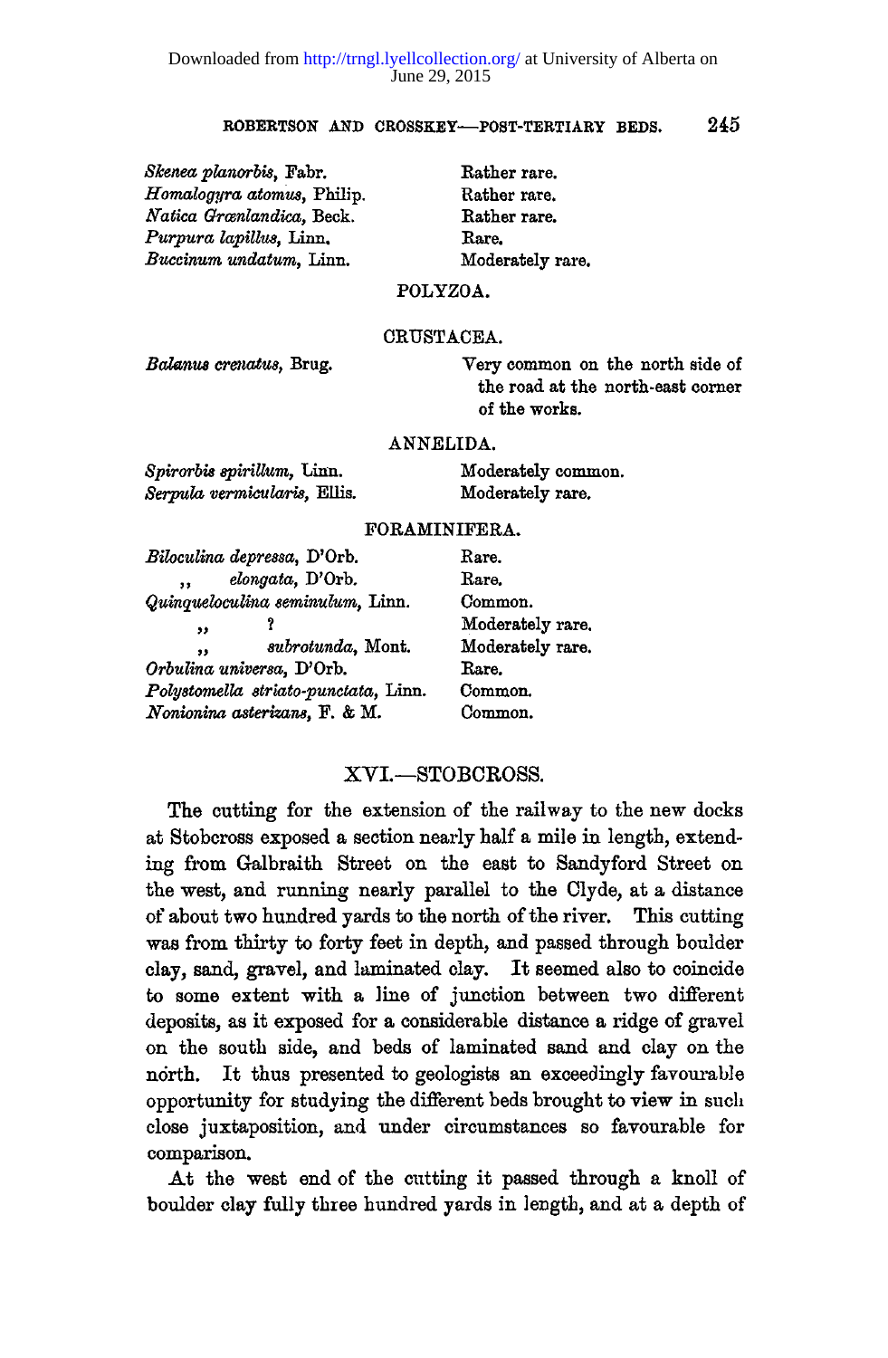| | |
|---|---|
| *Skenea planorbis*, Fabr. | Rather rare. |
| *Homalogyra atomus*, Philip. | Rather rare. |
| *Natica Grœnlandica*, Beck. | Rather rare. |
| *Purpura lapillus*, Linn. | Rare. |
| *Buccinum undatum*, Linn. | Moderately rare. |

POLYZOA.

CRUSTACEA.

| | |
|---|---|
| *Balanus crenatus*, Brug. | Very common on the north side of the road at the north-east corner of the works. |

ANNELIDA.

| | |
|---|---|
| *Spirorbis spirillum*, Linn. | Moderately common. |
| *Serpula vermicularis*, Ellis. | Moderately rare. |

FORAMINIFERA.

| | |
|---|---|
| *Biloculina depressa*, D'Orb. | Rare. |
| ,, *elongata*, D'Orb. | Rare. |
| *Quinqueloculina seminulum*, Linn. | Common. |
| ,, ? | Moderately rare. |
| ,, *subrotunda*, Mont. | Moderately rare. |
| *Orbulina universa*, D'Orb. | Rare. |
| *Polystomella striato-punctata*, Linn. | Common. |
| *Nonionina asterizans*, F. & M. | Common. |

## XVI.—STOBCROSS.

The cutting for the extension of the railway to the new docks at Stobcross exposed a section nearly half a mile in length, extending from Galbraith Street on the east to Sandyford Street on the west, and running nearly parallel to the Clyde, at a distance of about two hundred yards to the north of the river. This cutting was from thirty to forty feet in depth, and passed through boulder clay, sand, gravel, and laminated clay. It seemed also to coincide to some extent with a line of junction between two different deposits, as it exposed for a considerable distance a ridge of gravel on the south side, and beds of laminated sand and clay on the north. It thus presented to geologists an exceedingly favourable opportunity for studying the different beds brought to view in such close juxtaposition, and under circumstances so favourable for comparison.

At the west end of the cutting it passed through a knoll of boulder clay fully three hundred yards in length, and at a depth of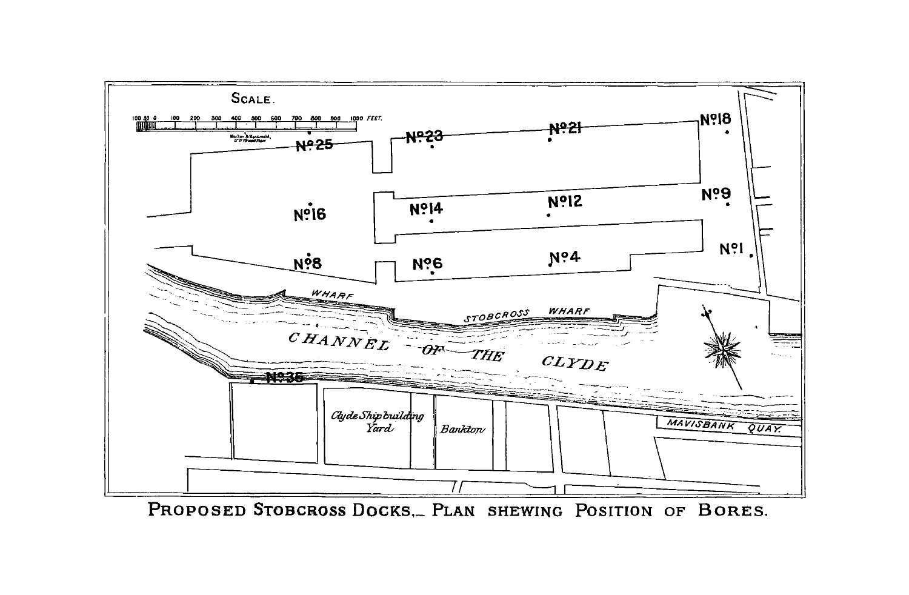Proposed Stobcross Docks.— Plan shewing Position of Bores.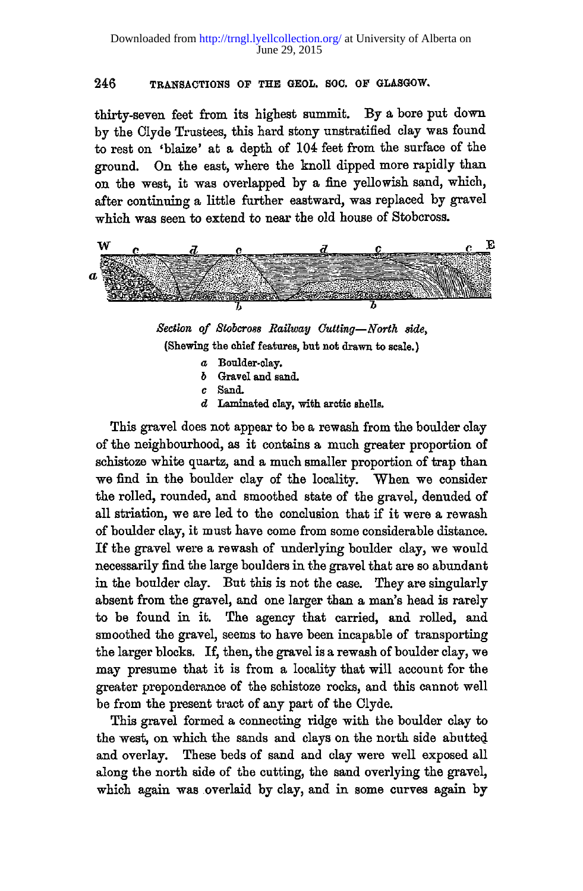thirty-seven feet from its highest summit. By a bore put down by the Clyde Trustees, this hard stony unstratified clay was found to rest on 'blaize' at a depth of 104 feet from the surface of the ground. On the east, where the knoll dipped more rapidly than on the west, it was overlapped by a fine yellowish sand, which, after continuing a little further eastward, was replaced by gravel which was seen to extend to near the old house of Stobcross.

*Section of Stobcross Railway Cutting—North side,*
(Shewing the chief features, but not drawn to scale.)

- *a* Boulder-clay.
- *b* Gravel and sand.
- *c* Sand.
- *d* Laminated clay, with arctic shells.

This gravel does not appear to be a rewash from the boulder clay of the neighbourhood, as it contains a much greater proportion of schistoze white quartz, and a much smaller proportion of trap than we find in the boulder clay of the locality. When we consider the rolled, rounded, and smoothed state of the gravel, denuded of all striation, we are led to the conclusion that if it were a rewash of boulder clay, it must have come from some considerable distance. If the gravel were a rewash of underlying boulder clay, we would necessarily find the large boulders in the gravel that are so abundant in the boulder clay. But this is not the case. They are singularly absent from the gravel, and one larger than a man's head is rarely to be found in it. The agency that carried, and rolled, and smoothed the gravel, seems to have been incapable of transporting the larger blocks. If, then, the gravel is a rewash of boulder clay, we may presume that it is from a locality that will account for the greater preponderance of the schistoze rocks, and this cannot well be from the present tract of any part of the Clyde.

This gravel formed a connecting ridge with the boulder clay to the west, on which the sands and clays on the north side abutted and overlay. These beds of sand and clay were well exposed all along the north side of the cutting, the sand overlying the gravel, which again was overlaid by clay, and in some curves again by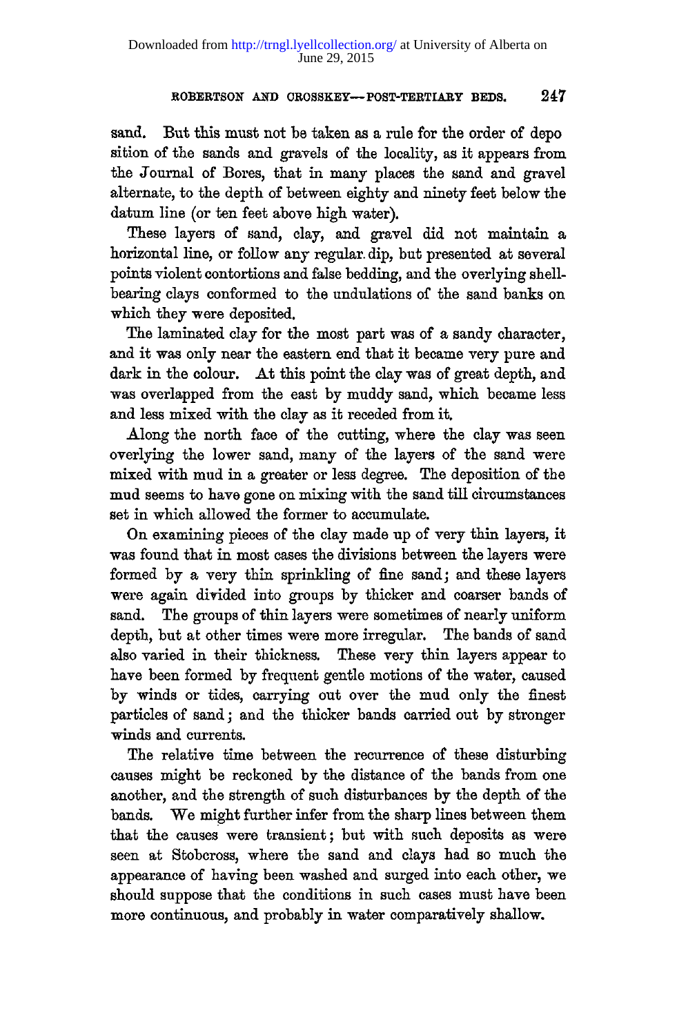sand. But this must not be taken as a rule for the order of deposition of the sands and gravels of the locality, as it appears from the Journal of Bores, that in many places the sand and gravel alternate, to the depth of between eighty and ninety feet below the datum line (or ten feet above high water).

These layers of sand, clay, and gravel did not maintain a horizontal line, or follow any regular dip, but presented at several points violent contortions and false bedding, and the overlying shell-bearing clays conformed to the undulations of the sand banks on which they were deposited.

The laminated clay for the most part was of a sandy character, and it was only near the eastern end that it became very pure and dark in the colour. At this point the clay was of great depth, and was overlapped from the east by muddy sand, which became less and less mixed with the clay as it receded from it.

Along the north face of the cutting, where the clay was seen overlying the lower sand, many of the layers of the sand were mixed with mud in a greater or less degree. The deposition of the mud seems to have gone on mixing with the sand till circumstances set in which allowed the former to accumulate.

On examining pieces of the clay made up of very thin layers, it was found that in most cases the divisions between the layers were formed by a very thin sprinkling of fine sand; and these layers were again divided into groups by thicker and coarser bands of sand. The groups of thin layers were sometimes of nearly uniform depth, but at other times were more irregular. The bands of sand also varied in their thickness. These very thin layers appear to have been formed by frequent gentle motions of the water, caused by winds or tides, carrying out over the mud only the finest particles of sand; and the thicker bands carried out by stronger winds and currents.

The relative time between the recurrence of these disturbing causes might be reckoned by the distance of the bands from one another, and the strength of such disturbances by the depth of the bands. We might further infer from the sharp lines between them that the causes were transient; but with such deposits as were seen at Stobcross, where the sand and clays had so much the appearance of having been washed and surged into each other, we should suppose that the conditions in such cases must have been more continuous, and probably in water comparatively shallow.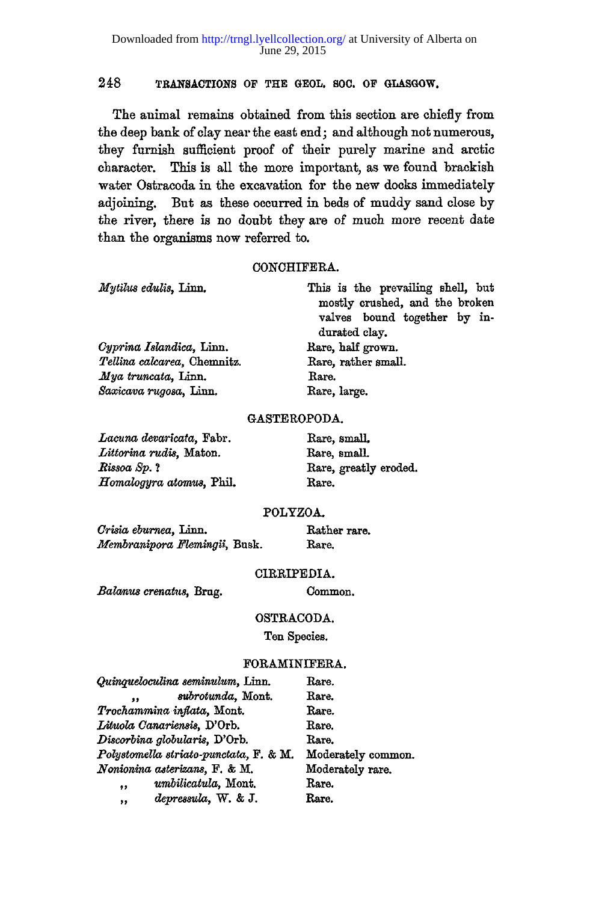The animal remains obtained from this section are chiefly from the deep bank of clay near the east end; and although not numerous, they furnish sufficient proof of their purely marine and arctic character. This is all the more important, as we found brackish water Ostracoda in the excavation for the new docks immediately adjoining. But as these occurred in beds of muddy sand close by the river, there is no doubt they are of much more recent date than the organisms now referred to.

### CONCHIFERA.

| | |
|---|---|
| *Mytilus edulis*, Linn. | This is the prevailing shell, but mostly crushed, and the broken valves bound together by indurated clay. |
| *Cyprina Islandica*, Linn. | Rare, half grown. |
| *Tellina calcarea*, Chemnitz. | Rare, rather small. |
| *Mya truncata*, Linn. | Rare. |
| *Saxicava rugosa*, Linn. | Rare, large. |

### GASTEROPODA.

| | |
|---|---|
| *Lacuna devaricata*, Fabr. | Rare, small. |
| *Littorina rudis*, Maton. | Rare, small. |
| *Rissoa Sp.* ? | Rare, greatly eroded. |
| *Homalogyra atomus*, Phil. | Rare. |

### POLYZOA.

| | |
|---|---|
| *Crisia eburnea*, Linn. | Rather rare. |
| *Membranipora Flemingii*, Busk. | Rare. |

### CIRRIPEDIA.

| | |
|---|---|
| *Balanus crenatus*, Brug. | Common. |

### OSTRACODA.

Ten Species.

### FORAMINIFERA.

| | |
|---|---|
| *Quinqueloculina seminulum*, Linn. | Rare. |
| ,, *subrotunda*, Mont. | Rare. |
| *Trochammina inflata*, Mont. | Rare. |
| *Lituola Canariensis*, D'Orb. | Rare. |
| *Discorbina globularis*, D'Orb. | Rare. |
| *Polystomella striato-punctata*, F. & M. | Moderately common. |
| *Nonionina asterizans*, F. & M. | Moderately rare. |
| ,, *umbilicatula*, Mont. | Rare. |
| ,, *depressula*, W. & J. | Rare. |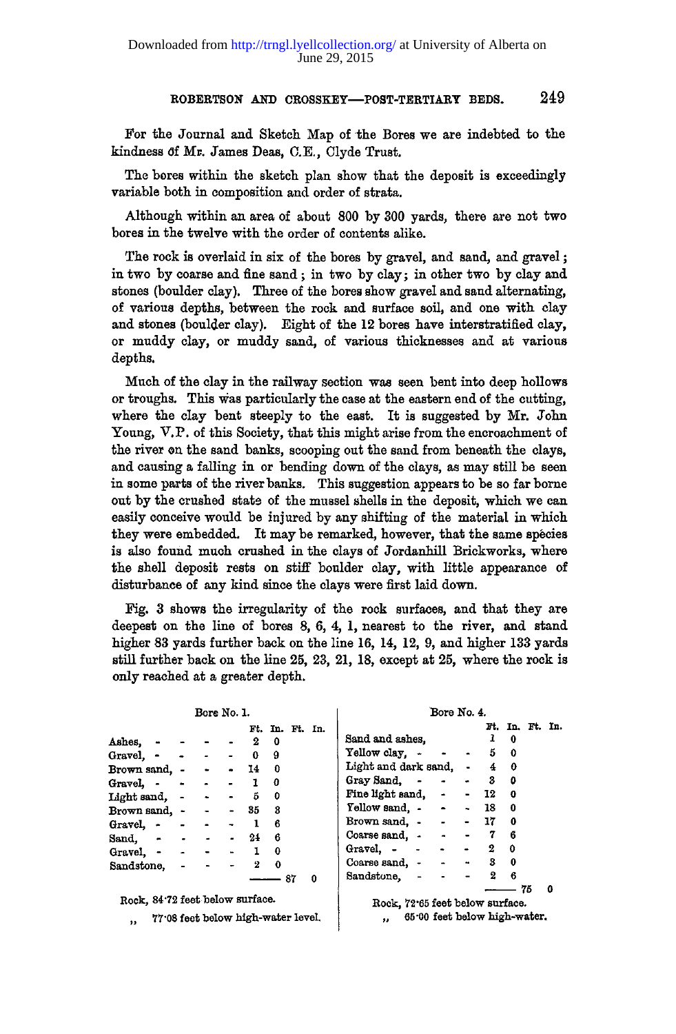For the Journal and Sketch Map of the Bores we are indebted to the kindness of Mr. James Deas, C.E., Clyde Trust.

The bores within the sketch plan show that the deposit is exceedingly variable both in composition and order of strata.

Although within an area of about 800 by 300 yards, there are not two bores in the twelve with the order of contents alike.

The rock is overlaid in six of the bores by gravel, and sand, and gravel; in two by coarse and fine sand; in two by clay; in other two by clay and stones (boulder clay). Three of the bores show gravel and sand alternating, of various depths, between the rock and surface soil, and one with clay and stones (boulder clay). Eight of the 12 bores have interstratified clay, or muddy clay, or muddy sand, of various thicknesses and at various depths.

Much of the clay in the railway section was seen bent into deep hollows or troughs. This was particularly the case at the eastern end of the cutting, where the clay bent steeply to the east. It is suggested by Mr. John Young, V.P. of this Society, that this might arise from the encroachment of the river on the sand banks, scooping out the sand from beneath the clays, and causing a falling in or bending down of the clays, as may still be seen in some parts of the river banks. This suggestion appears to be so far borne out by the crushed state of the mussel shells in the deposit, which we can easily conceive would be injured by any shifting of the material in which they were embedded. It may be remarked, however, that the same species is also found much crushed in the clays of Jordanhill Brickworks, where the shell deposit rests on stiff boulder clay, with little appearance of disturbance of any kind since the clays were first laid down.

Fig. 3 shows the irregularity of the rock surfaces, and that they are deepest on the line of bores 8, 6, 4, 1, nearest to the river, and stand higher 83 yards further back on the line 16, 14, 12, 9, and higher 133 yards still further back on the line 25, 23, 21, 18, except at 25, where the rock is only reached at a greater depth.

**Bore No. 1.**

| | Ft. | In. | Ft. | In. |
|---|---|---|---|---|
| Ashes, | 2 | 0 | | |
| Gravel, | 0 | 9 | | |
| Brown sand, | 14 | 0 | | |
| Gravel, | 1 | 0 | | |
| Light sand, | 5 | 0 | | |
| Brown sand, | 35 | 3 | | |
| Gravel, | 1 | 6 | | |
| Sand, | 24 | 6 | | |
| Gravel, | 1 | 0 | | |
| Sandstone, | 2 | 0 | | |
| | | | 87 | 0 |

Rock, 84·72 feet below surface.
,, 77·08 feet below high-water level.

**Bore No. 4.**

| | Ft. | In. | Ft. | In. |
|---|---|---|---|---|
| Sand and ashes, | 1 | 0 | | |
| Yellow clay, | 5 | 0 | | |
| Light and dark sand, | 4 | 0 | | |
| Gray Sand, | 3 | 0 | | |
| Fine light sand, | 12 | 0 | | |
| Yellow sand, | 18 | 0 | | |
| Brown sand, | 17 | 0 | | |
| Coarse sand, | 7 | 6 | | |
| Gravel, | 2 | 0 | | |
| Coarse sand, | 3 | 0 | | |
| Sandstone, | 2 | 6 | | |
| | | | 75 | 0 |

Rock, 72·65 feet below surface.
,, 65·00 feet below high-water.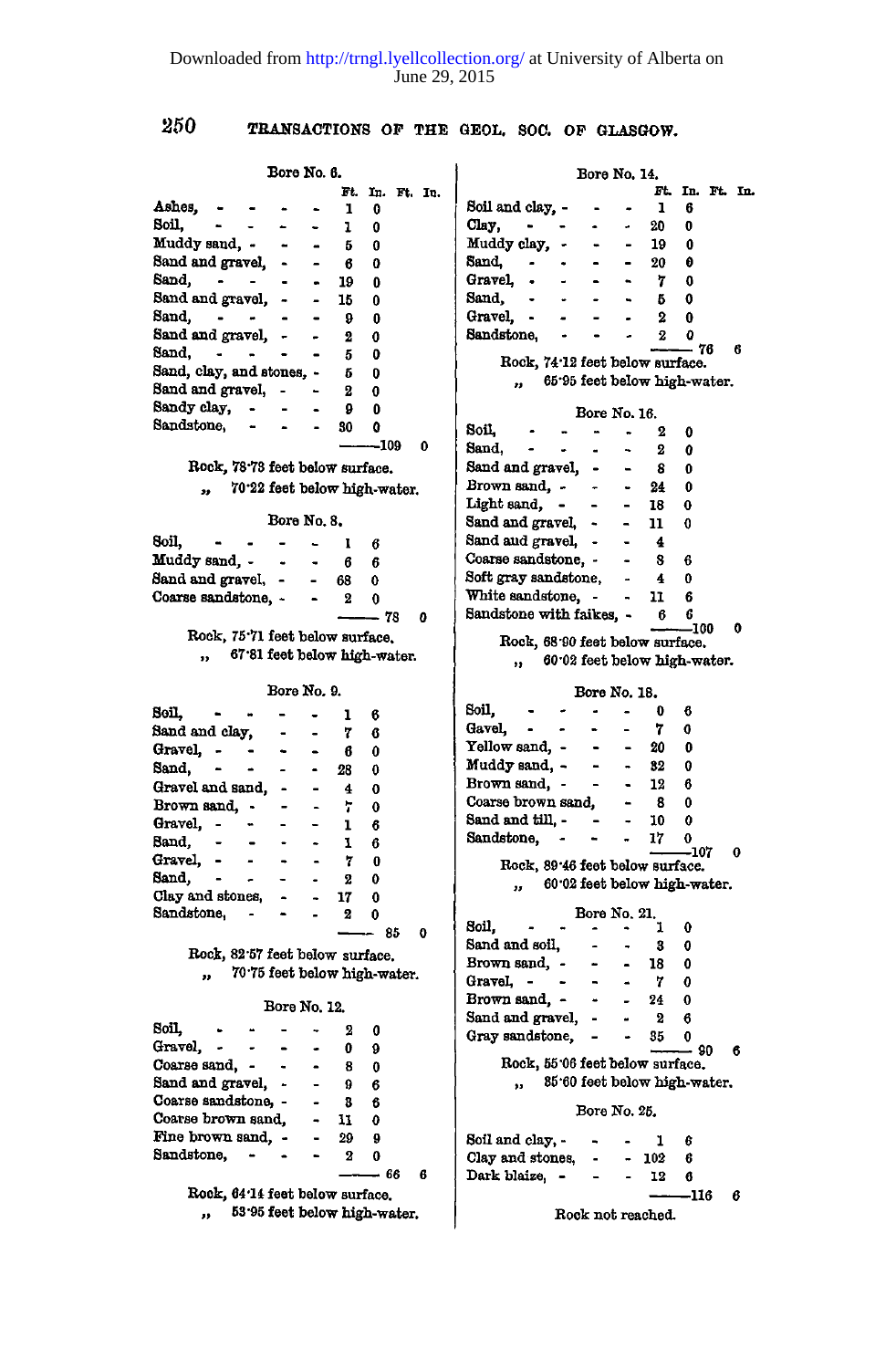Downloaded from http://trngl.lyellcollection.org/ at University of Alberta on June 29, 2015

### Bore No. 6.

| | Ft. | In. | Ft. | In. |
|---|---|---|---|---|
| Ashes, | 1 | 0 | | |
| Soil, | 1 | 0 | | |
| Muddy sand, | 5 | 0 | | |
| Sand and gravel, | 6 | 0 | | |
| Sand, | 19 | 0 | | |
| Sand and gravel, | 15 | 0 | | |
| Sand, | 9 | 0 | | |
| Sand and gravel, | 2 | 0 | | |
| Sand, | 5 | 0 | | |
| Sand, clay, and stones, | 5 | 0 | | |
| Sand and gravel, | 2 | 0 | | |
| Sandy clay, | 9 | 0 | | |
| Sandstone, | 30 | 0 | | |
| | | | 109 | 0 |

Rock, 78·73 feet below surface.
" 70·22 feet below high-water.

### Bore No. 8.

| | Ft. | In. | Ft. | In. |
|---|---|---|---|---|
| Soil, | 1 | 6 | | |
| Muddy sand, | 6 | 6 | | |
| Sand and gravel, | 68 | 0 | | |
| Coarse sandstone, | 2 | 0 | | |
| | | | 78 | 0 |

Rock, 75·71 feet below surface.
" 67·81 feet below high-water.

### Bore No. 9.

| | Ft. | In. | Ft. | In. |
|---|---|---|---|---|
| Soil, | 1 | 6 | | |
| Sand and clay, | 7 | 6 | | |
| Gravel, | 6 | 0 | | |
| Sand, | 28 | 0 | | |
| Gravel and sand, | 4 | 0 | | |
| Brown sand, | 7 | 0 | | |
| Gravel, | 1 | 6 | | |
| Sand, | 1 | 6 | | |
| Gravel, | 7 | 0 | | |
| Sand, | 2 | 0 | | |
| Clay and stones, | 17 | 0 | | |
| Sandstone, | 2 | 0 | | |
| | | | 85 | 0 |

Rock, 82·57 feet below surface.
" 70·75 feet below high-water.

### Bore No. 12.

| | Ft. | In. | Ft. | In. |
|---|---|---|---|---|
| Soil, | 2 | 0 | | |
| Gravel, | 0 | 9 | | |
| Coarse sand, | 8 | 0 | | |
| Sand and gravel, | 9 | 6 | | |
| Coarse sandstone, | 3 | 6 | | |
| Coarse brown sand, | 11 | 0 | | |
| Fine brown sand, | 29 | 9 | | |
| Sandstone, | 2 | 0 | | |
| | | | 66 | 6 |

Rock, 64·14 feet below surface.
" 53·95 feet below high-water.

### Bore No. 14.

| | Ft. | In. | Ft. | In. |
|---|---|---|---|---|
| Soil and clay, | 1 | 6 | | |
| Clay, | 20 | 0 | | |
| Muddy clay, | 19 | 0 | | |
| Sand, | 20 | 0 | | |
| Gravel, | 7 | 0 | | |
| Sand, | 5 | 0 | | |
| Gravel, | 2 | 0 | | |
| Sandstone, | 2 | 0 | | |
| | | | 76 | 6 |

Rock, 74·12 feet below surface.
" 65·95 feet below high-water.

### Bore No. 16.

| | Ft. | In. | Ft. | In. |
|---|---|---|---|---|
| Soil, | 2 | 0 | | |
| Sand, | 2 | 0 | | |
| Sand and gravel, | 8 | 0 | | |
| Brown sand, | 24 | 0 | | |
| Light sand, | 18 | 0 | | |
| Sand and gravel, | 11 | 0 | | |
| Sand and gravel, | 4 | | | |
| Coarse sandstone, | 8 | 6 | | |
| Soft gray sandstone, | 4 | 0 | | |
| White sandstone, | 11 | 6 | | |
| Sandstone with faikes, | 6 | 6 | | |
| | | | 100 | 0 |

Rock, 68·90 feet below surface.
" 60·02 feet below high-water.

### Bore No. 18.

| | Ft. | In. | Ft. | In. |
|---|---|---|---|---|
| Soil, | 0 | 6 | | |
| Gavel, | 7 | 0 | | |
| Yellow sand, | 20 | 0 | | |
| Muddy sand, | 32 | 0 | | |
| Brown sand, | 12 | 6 | | |
| Coarse brown sand, | 8 | 0 | | |
| Sand and till, | 10 | 0 | | |
| Sandstone, | 17 | 0 | | |
| | | | 107 | 0 |

Rock, 89·46 feet below surface.
" 60·02 feet below high-water.

### Bore No. 21.

| | Ft. | In. | Ft. | In. |
|---|---|---|---|---|
| Soil, | 1 | 0 | | |
| Sand and soil, | 3 | 0 | | |
| Brown sand, | 18 | 0 | | |
| Gravel, | 7 | 0 | | |
| Brown sand, | 24 | 0 | | |
| Sand and gravel, | 2 | 6 | | |
| Gray sandstone, | 35 | 0 | | |
| | | | 90 | 6 |

Rock, 55·06 feet below surface.
" 35·60 feet below high-water.

### Bore No. 25.

| | Ft. | In. | Ft. | In. |
|---|---|---|---|---|
| Soil and clay, | 1 | 6 | | |
| Clay and stones, | 102 | 6 | | |
| Dark blaize, | 12 | 6 | | |
| | | | 116 | 6 |

Rock not reached.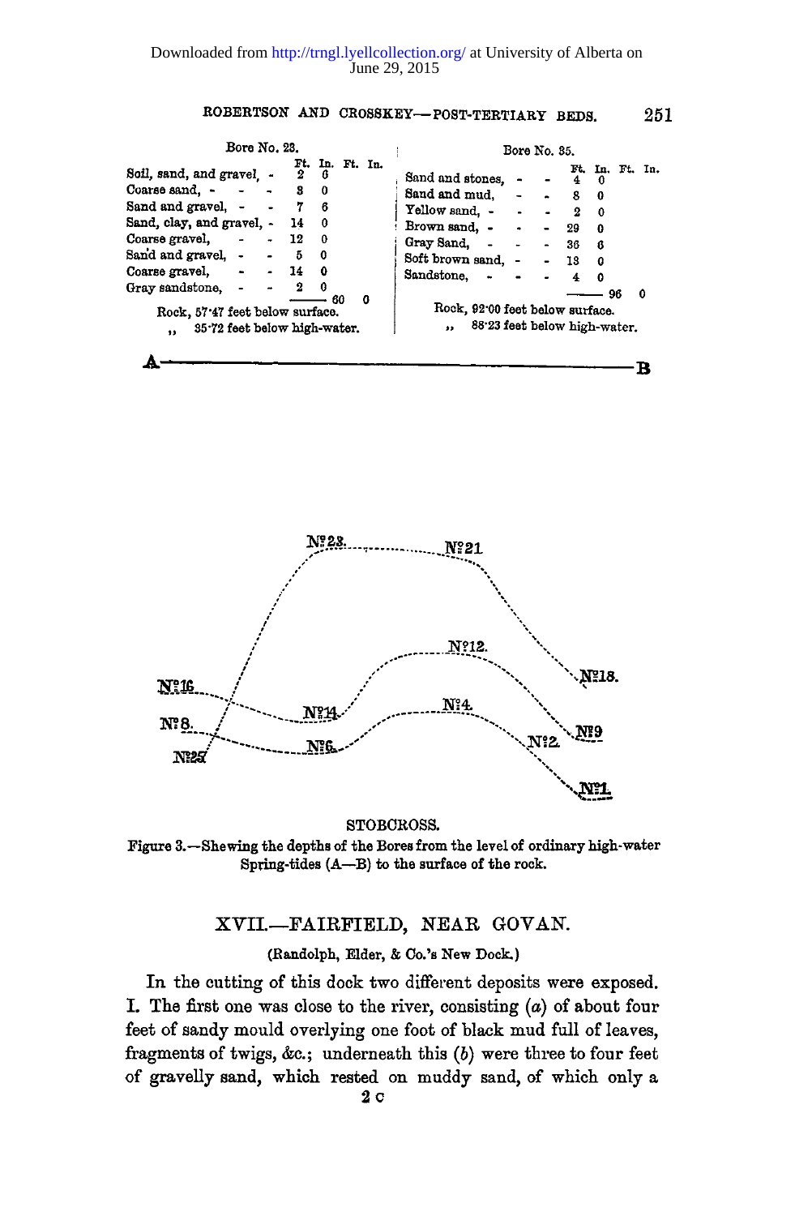Bore No. 23.

| | Ft. | In. | Ft. | In. |
|---|---|---|---|---|
| Soil, sand, and gravel, - | 2 | 6 | | |
| Coarse sand, - - - | 3 | 0 | | |
| Sand and gravel, - - | 7 | 6 | | |
| Sand, clay, and gravel, - | 14 | 0 | | |
| Coarse gravel, - - | 12 | 0 | | |
| Sand and gravel, - - | 5 | 0 | | |
| Coarse gravel, - - | 14 | 0 | | |
| Gray sandstone, - - | 2 | 0 | | |
| | | | 60 | 0 |

Rock, 57·47 feet below surface.
,, 35·72 feet below high-water.

Bore No. 35.

| | Ft. | In. | Ft. | In. |
|---|---|---|---|---|
| Sand and stones, - - | 4 | 0 | | |
| Sand and mud, - - | 8 | 0 | | |
| Yellow sand, - - - | 2 | 0 | | |
| Brown sand, - - - | 29 | 0 | | |
| Gray Sand, - - - | 36 | 6 | | |
| Soft brown sand, - - | 13 | 0 | | |
| Sandstone, - - - | 4 | 0 | | |
| | | | 96 | 0 |

Rock, 92·00 feet below surface.
,, 88·23 feet below high-water.

A——————————————————————B

No. 23. No. 21 No. 12. No. 18. No. 16 No. 14. No. 4. No. 8. No. 9 No. 2. No. 25 No. 6. No. 1.

STOBCROSS.

Figure 3.—Shewing the depths of the Bores from the level of ordinary high-water Spring-tides (A—B) to the surface of the rock.

## XVII.—FAIRFIELD, NEAR GOVAN.

(Randolph, Elder, & Co.'s New Dock.)

In the cutting of this dock two different deposits were exposed. I. The first one was close to the river, consisting (*a*) of about four feet of sandy mould overlying one foot of black mud full of leaves, fragments of twigs, &c.; underneath this (*b*) were three to four feet of gravelly sand, which rested on muddy sand, of which only a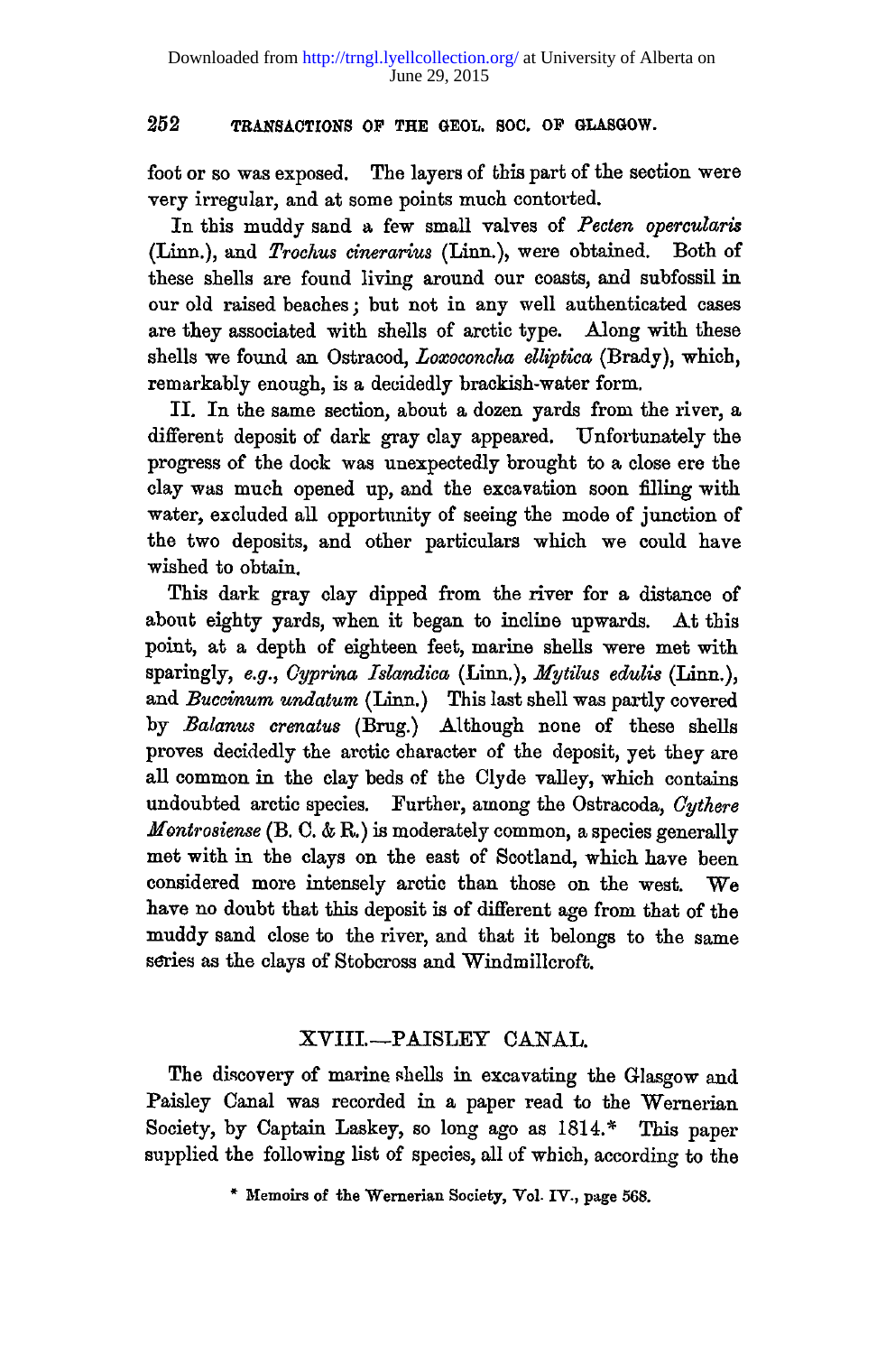foot or so was exposed. The layers of this part of the section were very irregular, and at some points much contorted.

In this muddy sand a few small valves of *Pecten opercularis* (Linn.), and *Trochus cinerarius* (Linn.), were obtained. Both of these shells are found living around our coasts, and subfossil in our old raised beaches; but not in any well authenticated cases are they associated with shells of arctic type. Along with these shells we found an Ostracod, *Loxoconcha elliptica* (Brady), which, remarkably enough, is a decidedly brackish-water form.

II. In the same section, about a dozen yards from the river, a different deposit of dark gray clay appeared. Unfortunately the progress of the dock was unexpectedly brought to a close ere the clay was much opened up, and the excavation soon filling with water, excluded all opportunity of seeing the mode of junction of the two deposits, and other particulars which we could have wished to obtain.

This dark gray clay dipped from the river for a distance of about eighty yards, when it began to incline upwards. At this point, at a depth of eighteen feet, marine shells were met with sparingly, *e.g.*, *Cyprina Islandica* (Linn.), *Mytilus edulis* (Linn.), and *Buccinum undatum* (Linn.) This last shell was partly covered by *Balanus crenatus* (Brug.) Although none of these shells proves decidedly the arctic character of the deposit, yet they are all common in the clay beds of the Clyde valley, which contains undoubted arctic species. Further, among the Ostracoda, *Cythere Montrosiense* (B. C. & R.) is moderately common, a species generally met with in the clays on the east of Scotland, which have been considered more intensely arctic than those on the west. We have no doubt that this deposit is of different age from that of the muddy sand close to the river, and that it belongs to the same series as the clays of Stobcross and Windmillcroft.

## XVIII.—PAISLEY CANAL.

The discovery of marine shells in excavating the Glasgow and Paisley Canal was recorded in a paper read to the Wernerian Society, by Captain Laskey, so long ago as 1814.* This paper supplied the following list of species, all of which, according to the

\* Memoirs of the Wernerian Society, Vol. IV., page 568.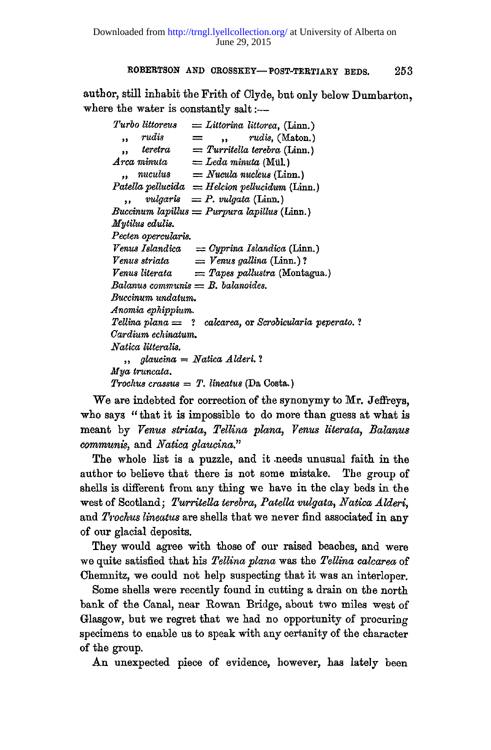author, still inhabit the Frith of Clyde, but only below Dumbarton, where the water is constantly salt:—

*Turbo littoreus* = *Littorina littorea*, (Linn.)
,, *rudis* = ,, *rudis*, (Maton.)
,, *teretra* = *Turritella terebra* (Linn.)
*Arca minuta* = *Leda minuta* (Mül.)
,, *nuculus* = *Nucula nucleus* (Linn.)
*Patella pellucida* = *Helcion pellucidum* (Linn.)
,, *vulgaris* = *P. vulgata* (Linn.)
*Buccinum lapillus* = *Purpura lapillus* (Linn.)
*Mytilus edulis.*
*Pecten opercularis.*
*Venus Islandica* = *Cyprina Islandica* (Linn.)
*Venus striata* = *Venus gallina* (Linn.) ?
*Venus literata* = *Tapes pallustra* (Montagua.)
*Balanus communis* = *B. balanoides.*
*Buccinum undatum.*
*Anomia ephippium.*
*Tellina plana* = ? *calcarea*, or *Scrobicularia peperato.* ?
*Cardium echinatum.*
*Natica litteralis.*
,, *glaucina* = *Natica Alderi.* ?
*Mya truncata.*
*Trochus crassus* = *T. lineatus* (Da Costa.)

We are indebted for correction of the synonymy to Mr. Jeffreys, who says "that it is impossible to do more than guess at what is meant by *Venus striata*, *Tellina plana*, *Venus literata*, *Balanus communis*, and *Natica glaucina.*"

The whole list is a puzzle, and it needs unusual faith in the author to believe that there is not some mistake. The group of shells is different from any thing we have in the clay beds in the west of Scotland; *Turritella terebra*, *Patella vulgata*, *Natica Alderi*, and *Trochus lineatus* are shells that we never find associated in any of our glacial deposits.

They would agree with those of our raised beaches, and were we quite satisfied that his *Tellina plana* was the *Tellina calcarea* of Chemnitz, we could not help suspecting that it was an interloper.

Some shells were recently found in cutting a drain on the north bank of the Canal, near Rowan Bridge, about two miles west of Glasgow, but we regret that we had no opportunity of procuring specimens to enable us to speak with any certanity of the character of the group.

An unexpected piece of evidence, however, has lately been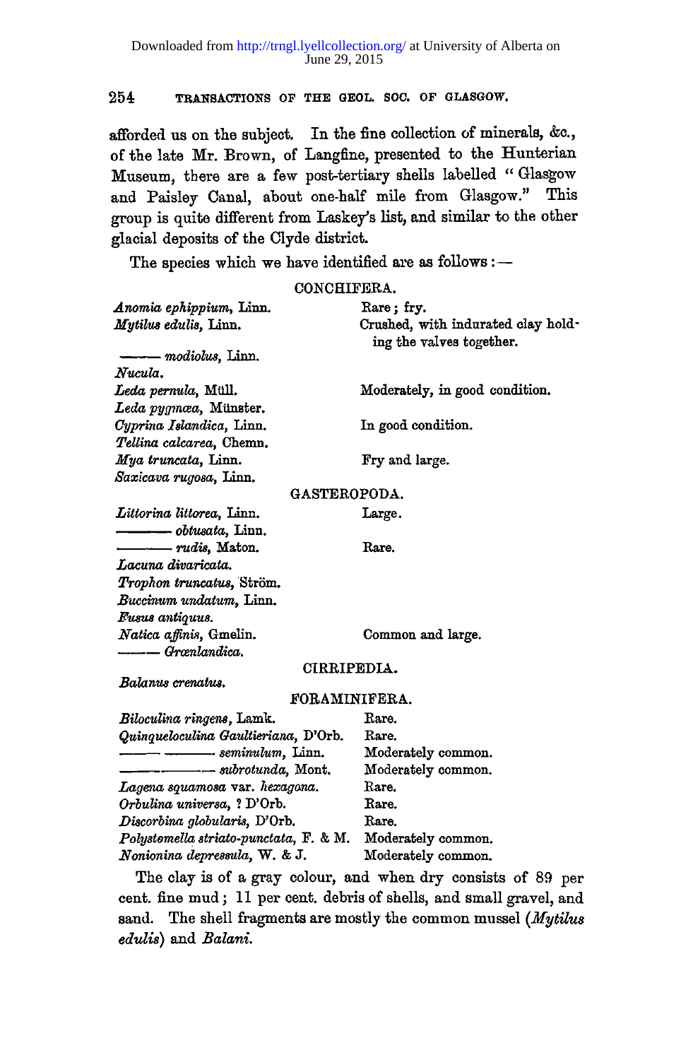afforded us on the subject. In the fine collection of minerals, &c., of the late Mr. Brown, of Langfine, presented to the Hunterian Museum, there are a few post-tertiary shells labelled "Glasgow and Paisley Canal, about one-half mile from Glasgow." This group is quite different from Laskey's list, and similar to the other glacial deposits of the Clyde district.

The species which we have identified are as follows:—

CONCHIFERA.

| | |
|---|---|
| *Anomia ephippium*, Linn. | Rare; fry. |
| *Mytilus edulis*, Linn. | Crushed, with indurated clay holding the valves together. |
| —— *modiolus*, Linn. | |
| *Nucula*. | |
| *Leda pernula*, Müll. | Moderately, in good condition. |
| *Leda pygmæa*, Münster. | |
| *Cyprina Islandica*, Linn. | In good condition. |
| *Tellina calcarea*, Chemn. | |
| *Mya truncata*, Linn. | Fry and large. |
| *Saxicava rugosa*, Linn. | |

GASTEROPODA.

| | |
|---|---|
| *Littorina littorea*, Linn. | Large. |
| —— *obtusata*, Linn. | |
| —— *rudis*, Maton. | Rare. |
| *Lacuna divaricata*. | |
| *Trophon truncatus*, Ström. | |
| *Buccinum undatum*, Linn. | |
| *Fusus antiquus*. | |
| *Natica affinis*, Gmelin. | Common and large. |
| —— *Grœnlandica*. | |

CIRRIPEDIA.

*Balanus crenatus*.

FORAMINIFERA.

| | |
|---|---|
| *Biloculina ringens*, Lamk. | Rare. |
| *Quinqueloculina Gaultieriana*, D'Orb. | Rare. |
| —— —— *seminulum*, Linn. | Moderately common. |
| —— —— *subrotunda*, Mont. | Moderately common. |
| *Lagena squamosa* var. *hexagona*. | Rare. |
| *Orbulina universa*, ? D'Orb. | Rare. |
| *Discorbina globularis*, D'Orb. | Rare. |
| *Polystomella striato-punctata*, F. & M. | Moderately common. |
| *Nonionina depressula*, W. & J. | Moderately common. |

The clay is of a gray colour, and when dry consists of 89 per cent. fine mud; 11 per cent. debris of shells, and small gravel, and sand. The shell fragments are mostly the common mussel (*Mytilus edulis*) and *Balani*.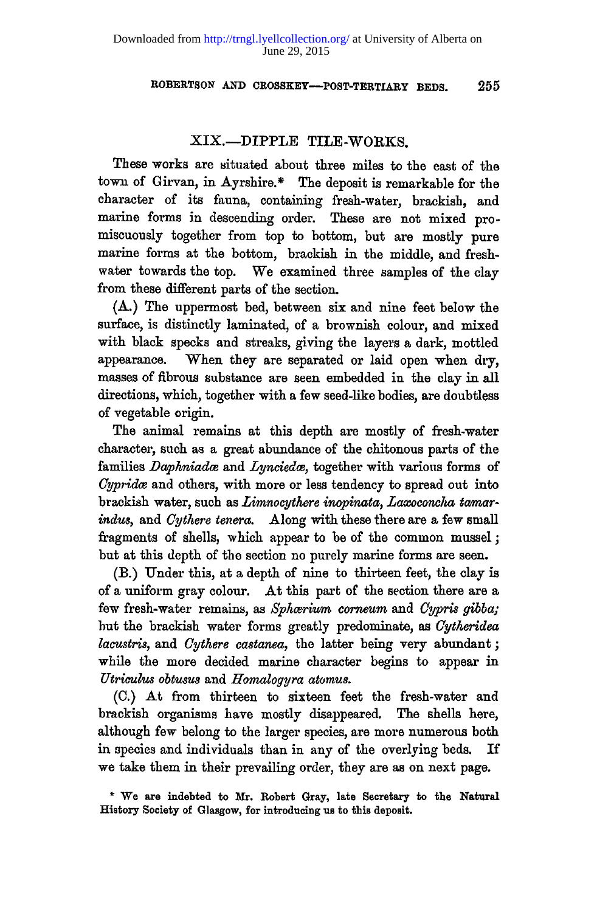## XIX.—DIPPLE TILE-WORKS.

These works are situated about three miles to the east of the town of Girvan, in Ayrshire.* The deposit is remarkable for the character of its fauna, containing fresh-water, brackish, and marine forms in descending order. These are not mixed promiscuously together from top to bottom, but are mostly pure marine forms at the bottom, brackish in the middle, and fresh-water towards the top. We examined three samples of the clay from these different parts of the section.

(A.) The uppermost bed, between six and nine feet below the surface, is distinctly laminated, of a brownish colour, and mixed with black specks and streaks, giving the layers a dark, mottled appearance. When they are separated or laid open when dry, masses of fibrous substance are seen embedded in the clay in all directions, which, together with a few seed-like bodies, are doubtless of vegetable origin.

The animal remains at this depth are mostly of fresh-water character, such as a great abundance of the chitonous parts of the families *Daphniadæ* and *Lynciedæ*, together with various forms of *Cypridæ* and others, with more or less tendency to spread out into brackish water, such as *Limnocythere inopinata*, *Laxoconcha tamarindus*, and *Cythere tenera*. Along with these there are a few small fragments of shells, which appear to be of the common mussel; but at this depth of the section no purely marine forms are seen.

(B.) Under this, at a depth of nine to thirteen feet, the clay is of a uniform gray colour. At this part of the section there are a few fresh-water remains, as *Sphærium corneum* and *Cypris gibba;* but the brackish water forms greatly predominate, as *Cytheridea lacustris*, and *Cythere castanea*, the latter being very abundant; while the more decided marine character begins to appear in *Utriculus obtusus* and *Homalogyra atomus.*

(C.) At from thirteen to sixteen feet the fresh-water and brackish organisms have mostly disappeared. The shells here, although few belong to the larger species, are more numerous both in species and individuals than in any of the overlying beds. If we take them in their prevailing order, they are as on next page.

\* We are indebted to Mr. Robert Gray, late Secretary to the Natural History Society of Glasgow, for introducing us to this deposit.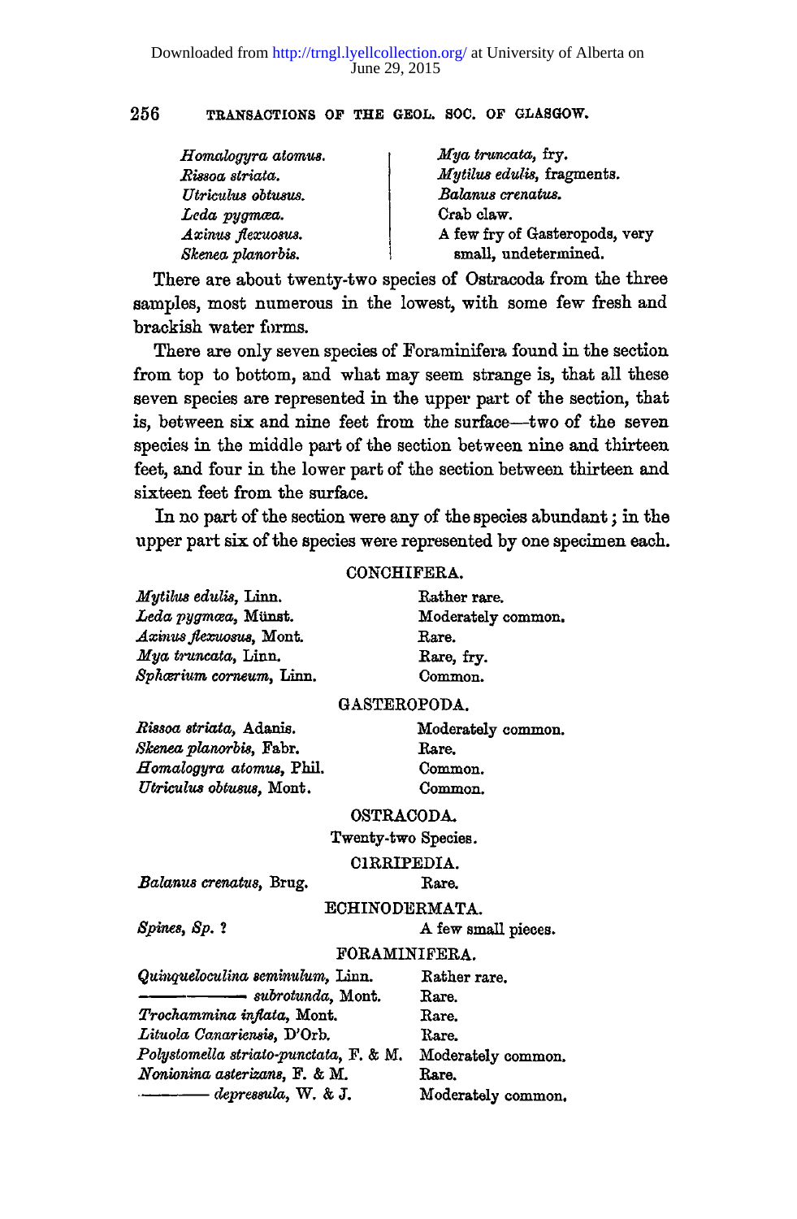| | |
|---|---|
| *Homalogyra atomus.* | *Mya truncata*, fry. |
| *Rissoa striata.* | *Mytilus edulis*, fragments. |
| *Utriculus obtusus.* | *Balanus crenatus.* |
| *Leda pygmæa.* | Crab claw. |
| *Axinus flexuosus.* | A few fry of Gasteropods, very small, undetermined. |
| *Skenea planorbis.* | |

There are about twenty-two species of Ostracoda from the three samples, most numerous in the lowest, with some few fresh and brackish water forms.

There are only seven species of Foraminifera found in the section from top to bottom, and what may seem strange is, that all these seven species are represented in the upper part of the section, that is, between six and nine feet from the surface—two of the seven species in the middle part of the section between nine and thirteen feet, and four in the lower part of the section between thirteen and sixteen feet from the surface.

In no part of the section were any of the species abundant; in the upper part six of the species were represented by one specimen each.

### CONCHIFERA.

| | |
|---|---|
| *Mytilus edulis*, Linn. | Rather rare. |
| *Leda pygmæa*, Münst. | Moderately common. |
| *Axinus flexuosus*, Mont. | Rare. |
| *Mya truncata*, Linn. | Rare, fry. |
| *Sphærium corneum*, Linn. | Common. |

### GASTEROPODA.

| | |
|---|---|
| *Rissoa striata*, Adanis. | Moderately common. |
| *Skenea planorbis*, Fabr. | Rare. |
| *Homalogyra atomus*, Phil. | Common. |
| *Utriculus obtusus*, Mont. | Common. |

### OSTRACODA.

Twenty-two Species.

### CIRRIPEDIA.

| | |
|---|---|
| *Balanus crenatus*, Brug. | Rare. |

### ECHINODERMATA.

| | |
|---|---|
| *Spines*, *Sp.* ? | A few small pieces. |

### FORAMINIFERA.

| | |
|---|---|
| *Quinqueloculina seminulum*, Linn. | Rather rare. |
| ——— *subrotunda*, Mont. | Rare. |
| *Trochammina inflata*, Mont. | Rare. |
| *Lituola Canariensis*, D'Orb. | Rare. |
| *Polystomella striato-punctata*, F. & M. | Moderately common. |
| *Nonionina asterizans*, F. & M. | Rare. |
| ——— *depressula*, W. & J. | Moderately common. |